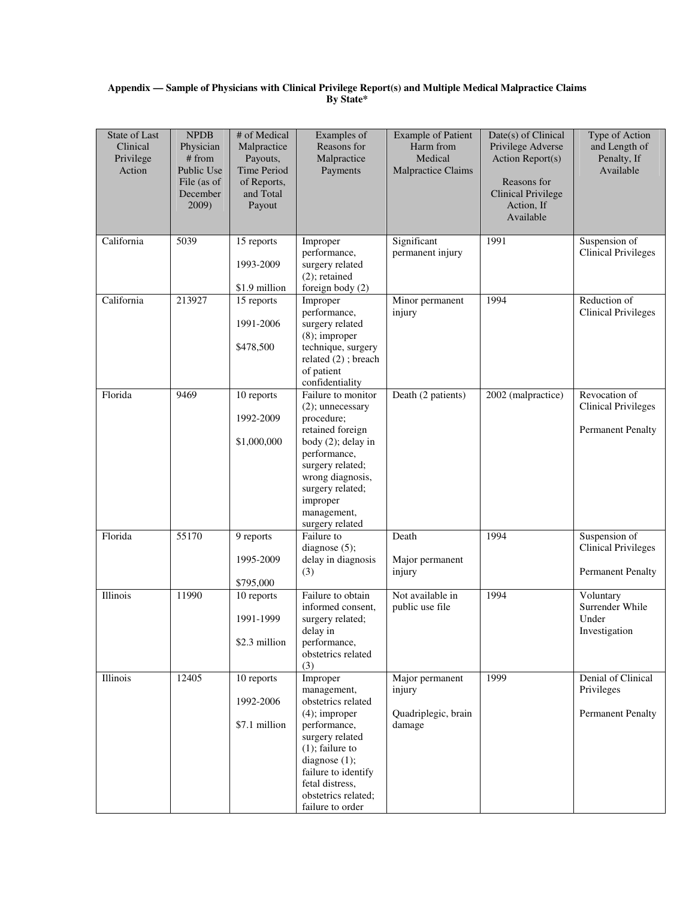**Appendix — Sample of Physicians with Clinical Privilege Report(s) and Multiple Medical Malpractice Claims By State***

| State of Last Clinical Privilege Action | NPDB Physician # from Public Use File (as of December 2009) | # of Medical Malpractice Payouts, Time Period of Reports, and Total Payout | Examples of Reasons for Malpractice Payments | Example of Patient Harm from Medical Malpractice Claims | Date(s) of Clinical Privilege Adverse Action Report(s)<br><br>Reasons for Clinical Privilege Action, If Available | Type of Action and Length of Penalty, If Available |
|---|---|---|---|---|---|---|
| California | 5039 | 15 reports<br><br>1993-2009<br><br>$1.9 million | Improper performance, surgery related (2); retained foreign body (2) | Significant permanent injury | 1991 | Suspension of Clinical Privileges |
| California | 213927 | 15 reports<br><br>1991-2006<br><br>$478,500 | Improper performance, surgery related (8); improper technique, surgery related (2) ; breach of patient confidentiality | Minor permanent injury | 1994 | Reduction of Clinical Privileges |
| Florida | 9469 | 10 reports<br><br>1992-2009<br><br>$1,000,000 | Failure to monitor (2); unnecessary procedure; retained foreign body (2); delay in performance, surgery related; wrong diagnosis, surgery related; improper management, surgery related | Death (2 patients) | 2002 (malpractice) | Revocation of Clinical Privileges<br><br>Permanent Penalty |
| Florida | 55170 | 9 reports<br><br>1995-2009<br><br>$795,000 | Failure to diagnose (5); delay in diagnosis (3) | Death<br><br>Major permanent injury | 1994 | Suspension of Clinical Privileges<br><br>Permanent Penalty |
| Illinois | 11990 | 10 reports<br><br>1991-1999<br><br>$2.3 million | Failure to obtain informed consent, surgery related; delay in performance, obstetrics related (3) | Not available in public use file | 1994 | Voluntary Surrender While Under Investigation |
| Illinois | 12405 | 10 reports<br><br>1992-2006<br><br>$7.1 million | Improper management, obstetrics related (4); improper performance, surgery related (1); failure to diagnose (1); failure to identify fetal distress, obstetrics related; failure to order | Major permanent injury<br><br>Quadriplegic, brain damage | 1999 | Denial of Clinical Privileges<br><br>Permanent Penalty |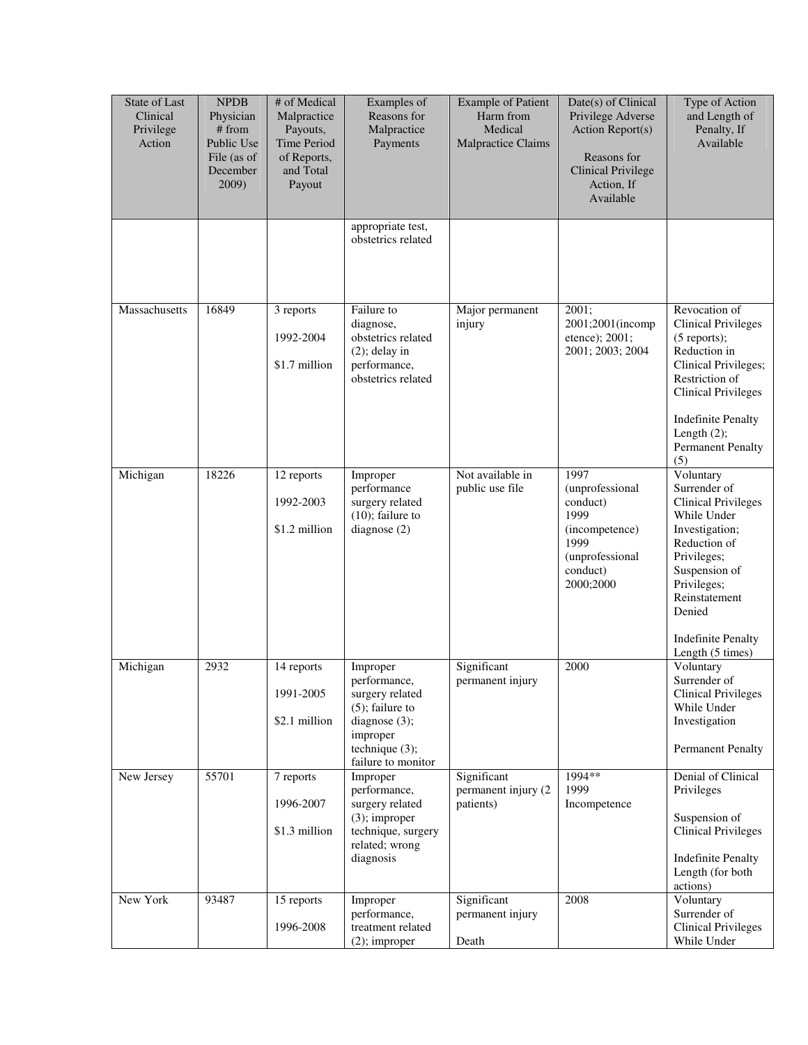| State of Last Clinical Privilege Action | NPDB Physician # from Public Use File (as of December 2009) | # of Medical Malpractice Payouts, Time Period of Reports, and Total Payout | Examples of Reasons for Malpractice Payments | Example of Patient Harm from Medical Malpractice Claims | Date(s) of Clinical Privilege Adverse Action Report(s) Reasons for Clinical Privilege Action, If Available | Type of Action and Length of Penalty, If Available |
|---|---|---|---|---|---|---|
| | | | appropriate test, obstetrics related | | | |
| Massachusetts | 16849 | 3 reports 1992-2004 $1.7 million | Failure to diagnose, obstetrics related (2); delay in performance, obstetrics related | Major permanent injury | 2001; 2001;2001(incompetence); 2001; 2001; 2003; 2004 | Revocation of Clinical Privileges (5 reports); Reduction in Clinical Privileges; Restriction of Clinical Privileges Indefinite Penalty Length (2); Permanent Penalty (5) |
| Michigan | 18226 | 12 reports 1992-2003 $1.2 million | Improper performance surgery related (10); failure to diagnose (2) | Not available in public use file | 1997 (unprofessional conduct) 1999 (incompetence) 1999 (unprofessional conduct) 2000;2000 | Voluntary Surrender of Clinical Privileges While Under Investigation; Reduction of Privileges; Suspension of Privileges; Reinstatement Denied Indefinite Penalty Length (5 times) |
| Michigan | 2932 | 14 reports 1991-2005 $2.1 million | Improper performance, surgery related (5); failure to diagnose (3); improper technique (3); failure to monitor | Significant permanent injury | 2000 | Voluntary Surrender of Clinical Privileges While Under Investigation Permanent Penalty |
| New Jersey | 55701 | 7 reports 1996-2007 $1.3 million | Improper performance, surgery related (3); improper technique, surgery related; wrong diagnosis | Significant permanent injury (2 patients) | 1994** 1999 Incompetence | Denial of Clinical Privileges Suspension of Clinical Privileges Indefinite Penalty Length (for both actions) |
| New York | 93487 | 15 reports 1996-2008 | Improper performance, treatment related (2); improper | Significant permanent injury Death | 2008 | Voluntary Surrender of Clinical Privileges While Under |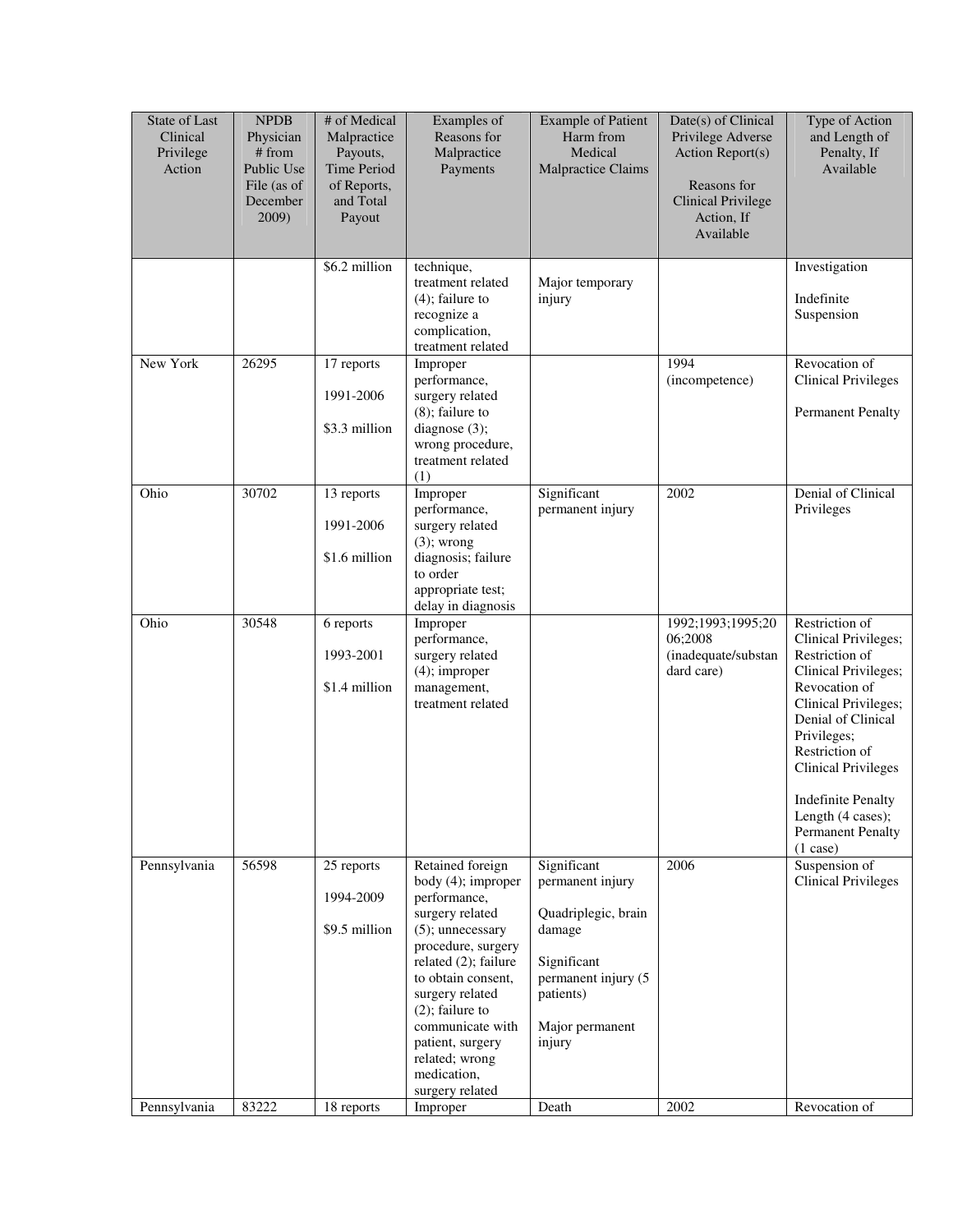| State of Last Clinical Privilege Action | NPDB Physician # from Public Use File (as of December 2009) | # of Medical Malpractice Payouts, Time Period of Reports, and Total Payout | Examples of Reasons for Malpractice Payments | Example of Patient Harm from Medical Malpractice Claims | Date(s) of Clinical Privilege Adverse Action Report(s) Reasons for Clinical Privilege Action, If Available | Type of Action and Length of Penalty, If Available |
|---|---|---|---|---|---|---|
| | | $6.2 million | technique, treatment related (4); failure to recognize a complication, treatment related | Major temporary injury | | Investigation Indefinite Suspension |
| New York | 26295 | 17 reports 1991-2006 $3.3 million | Improper performance, surgery related (8); failure to diagnose (3); wrong procedure, treatment related (1) | | 1994 (incompetence) | Revocation of Clinical Privileges Permanent Penalty |
| Ohio | 30702 | 13 reports 1991-2006 $1.6 million | Improper performance, surgery related (3); wrong diagnosis; failure to order appropriate test; delay in diagnosis | Significant permanent injury | 2002 | Denial of Clinical Privileges |
| Ohio | 30548 | 6 reports 1993-2001 $1.4 million | Improper performance, surgery related (4); improper management, treatment related | | 1992;1993;1995;2006;2008 (inadequate/substandard care) | Restriction of Clinical Privileges; Restriction of Clinical Privileges; Revocation of Clinical Privileges; Denial of Clinical Privileges; Restriction of Clinical Privileges Indefinite Penalty Length (4 cases); Permanent Penalty (1 case) |
| Pennsylvania | 56598 | 25 reports 1994-2009 $9.5 million | Retained foreign body (4); improper performance, surgery related (5); unnecessary procedure, surgery related (2); failure to obtain consent, surgery related (2); failure to communicate with patient, surgery related; wrong medication, surgery related | Significant permanent injury Quadriplegic, brain damage Significant permanent injury (5 patients) Major permanent injury | 2006 | Suspension of Clinical Privileges |
| Pennsylvania | 83222 | 18 reports | Improper | Death | 2002 | Revocation of |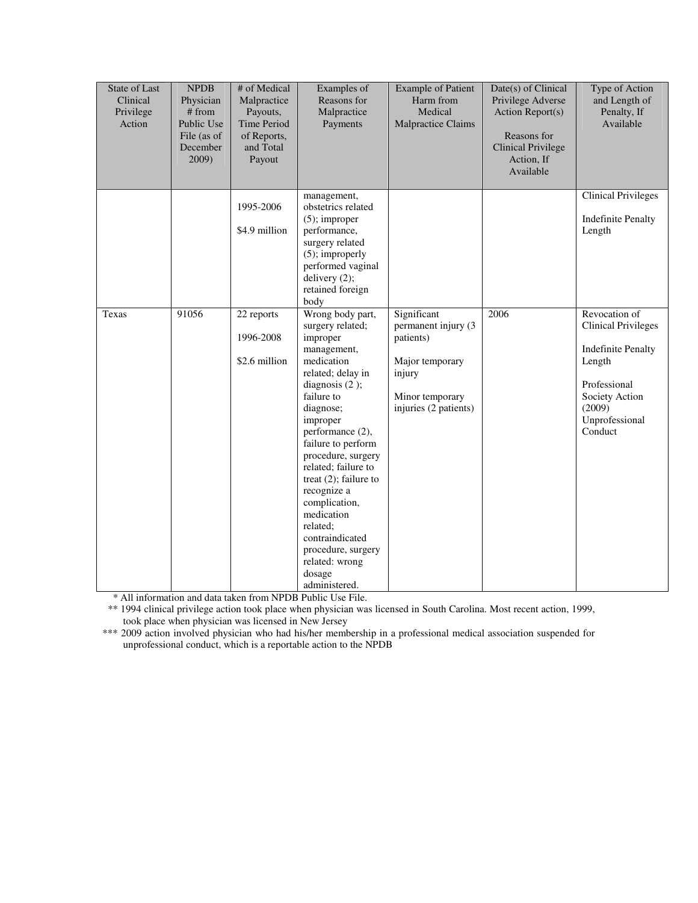| State of Last Clinical Privilege Action | NPDB Physician # from Public Use File (as of December 2009) | # of Medical Malpractice Payouts, Time Period of Reports, and Total Payout | Examples of Reasons for Malpractice Payments | Example of Patient Harm from Medical Malpractice Claims | Date(s) of Clinical Privilege Adverse Action Report(s)<br><br>Reasons for Clinical Privilege Action, If Available | Type of Action and Length of Penalty, If Available |
|---|---|---|---|---|---|---|
| | | 1995-2006<br><br>$4.9 million | management, obstetrics related (5); improper performance, surgery related (5); improperly performed vaginal delivery (2); retained foreign body | | | Clinical Privileges<br><br>Indefinite Penalty Length |
| Texas | 91056 | 22 reports<br><br>1996-2008<br><br>$2.6 million | Wrong body part, surgery related; improper management, medication related; delay in diagnosis (2 ); failure to diagnose; improper performance (2), failure to perform procedure, surgery related; failure to treat (2); failure to recognize a complication, medication related; contraindicated procedure, surgery related: wrong dosage administered. | Significant permanent injury (3 patients)<br><br>Major temporary injury<br><br>Minor temporary injuries (2 patients) | 2006 | Revocation of Clinical Privileges<br><br>Indefinite Penalty Length<br><br>Professional Society Action (2009) Unprofessional Conduct |

\* All information and data taken from NPDB Public Use File.

\** 1994 clinical privilege action took place when physician was licensed in South Carolina. Most recent action, 1999, took place when physician was licensed in New Jersey

\*** 2009 action involved physician who had his/her membership in a professional medical association suspended for unprofessional conduct, which is a reportable action to the NPDB